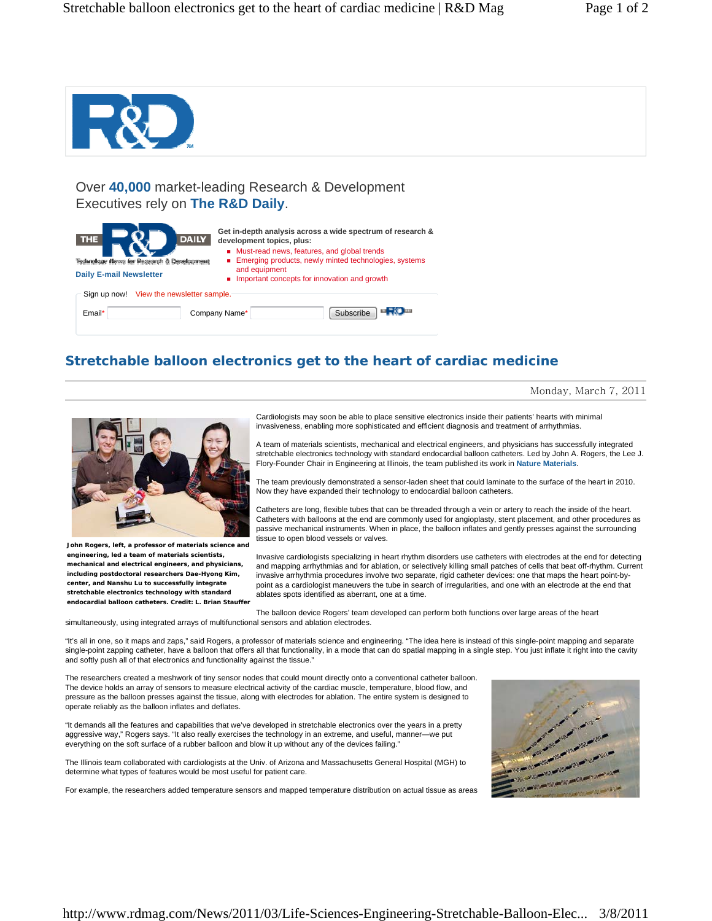Over **40,000** market-leading Research & Development Executives rely on **The R&D Daily**.

THE R&D DAILY

Technology News for Research & Development

Daily E-mail Newsletter

Get in-depth analysis across a wide spectrum of research & development topics, plus:

- Must-read news, features, and global trends
- Emerging products, newly minted technologies, systems and equipment
- Important concepts for innovation and growth

Sign up now! View the newsletter sample.

Email* Company Name* Subscribe

# Stretchable balloon electronics get to the heart of cardiac medicine

Monday, March 7, 2011

**John Rogers, left, a professor of materials science and engineering, led a team of materials scientists, mechanical and electrical engineers, and physicians, including postdoctoral researchers Dae-Hyong Kim, center, and Nanshu Lu to successfully integrate stretchable electronics technology with standard endocardial balloon catheters. Credit: L. Brian Stauffer**

Cardiologists may soon be able to place sensitive electronics inside their patients' hearts with minimal invasiveness, enabling more sophisticated and efficient diagnosis and treatment of arrhythmias.

A team of materials scientists, mechanical and electrical engineers, and physicians has successfully integrated stretchable electronics technology with standard endocardial balloon catheters. Led by John A. Rogers, the Lee J. Flory-Founder Chair in Engineering at Illinois, the team published its work in **Nature Materials**.

The team previously demonstrated a sensor-laden sheet that could laminate to the surface of the heart in 2010. Now they have expanded their technology to endocardial balloon catheters.

Catheters are long, flexible tubes that can be threaded through a vein or artery to reach the inside of the heart. Catheters with balloons at the end are commonly used for angioplasty, stent placement, and other procedures as passive mechanical instruments. When in place, the balloon inflates and gently presses against the surrounding tissue to open blood vessels or valves.

Invasive cardiologists specializing in heart rhythm disorders use catheters with electrodes at the end for detecting and mapping arrhythmias and for ablation, or selectively killing small patches of cells that beat off-rhythm. Current invasive arrhythmia procedures involve two separate, rigid catheter devices: one that maps the heart point-by-point as a cardiologist maneuvers the tube in search of irregularities, and one with an electrode at the end that ablates spots identified as aberrant, one at a time.

The balloon device Rogers' team developed can perform both functions over large areas of the heart simultaneously, using integrated arrays of multifunctional sensors and ablation electrodes.

"It's all in one, so it maps and zaps," said Rogers, a professor of materials science and engineering. "The idea here is instead of this single-point mapping and separate single-point zapping catheter, have a balloon that offers all that functionality, in a mode that can do spatial mapping in a single step. You just inflate it right into the cavity and softly push all of that electronics and functionality against the tissue."

The researchers created a meshwork of tiny sensor nodes that could mount directly onto a conventional catheter balloon. The device holds an array of sensors to measure electrical activity of the cardiac muscle, temperature, blood flow, and pressure as the balloon presses against the tissue, along with electrodes for ablation. The entire system is designed to operate reliably as the balloon inflates and deflates.

"It demands all the features and capabilities that we've developed in stretchable electronics over the years in a pretty aggressive way," Rogers says. "It also really exercises the technology in an extreme, and useful, manner—we put everything on the soft surface of a rubber balloon and blow it up without any of the devices failing."

The Illinois team collaborated with cardiologists at the Univ. of Arizona and Massachusetts General Hospital (MGH) to determine what types of features would be most useful for patient care.

For example, the researchers added temperature sensors and mapped temperature distribution on actual tissue as areas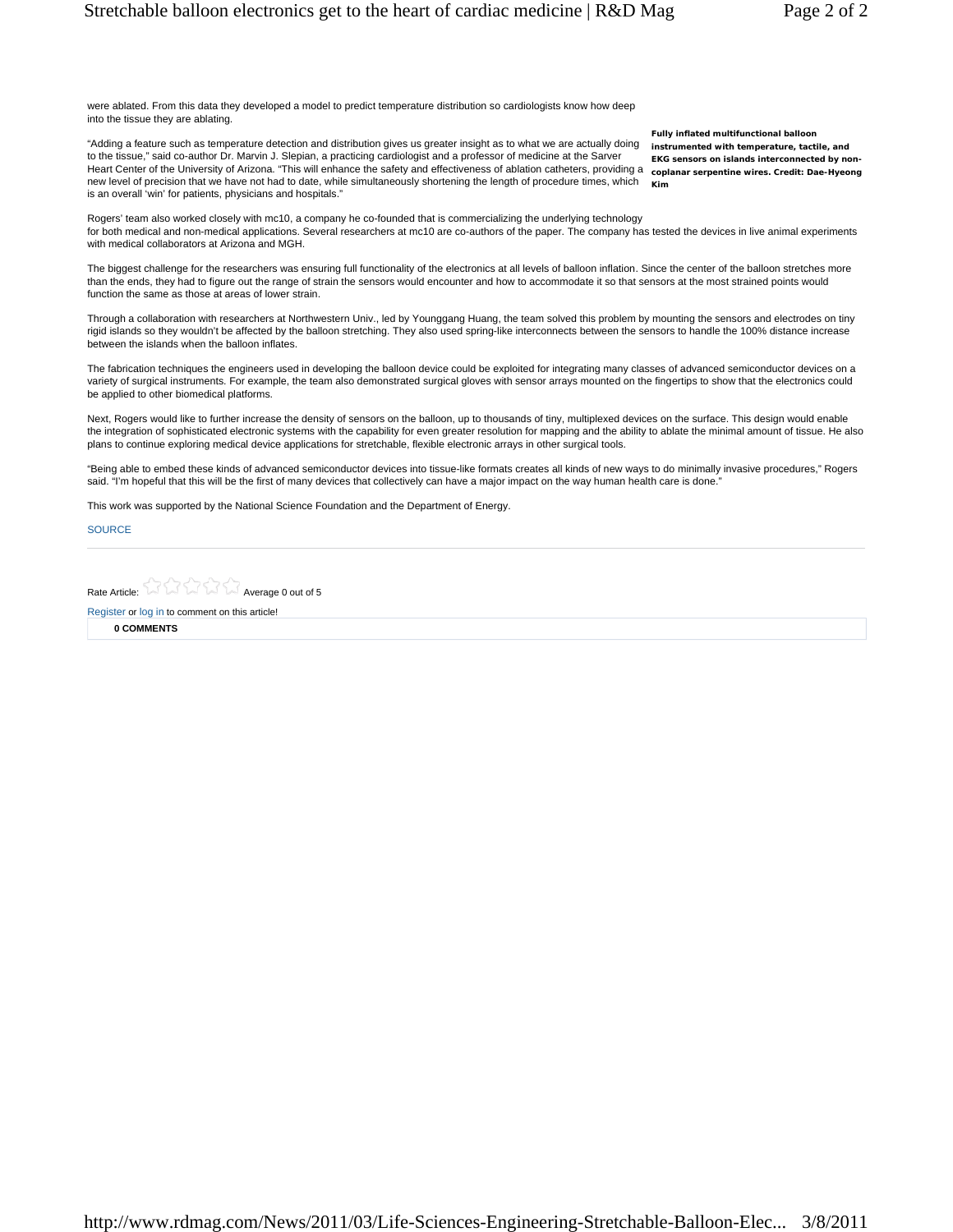were ablated. From this data they developed a model to predict temperature distribution so cardiologists know how deep into the tissue they are ablating.

"Adding a feature such as temperature detection and distribution gives us greater insight as to what we are actually doing to the tissue," said co-author Dr. Marvin J. Slepian, a practicing cardiologist and a professor of medicine at the Sarver Heart Center of the University of Arizona. "This will enhance the safety and effectiveness of ablation catheters, providing a new level of precision that we have not had to date, while simultaneously shortening the length of procedure times, which is an overall 'win' for patients, physicians and hospitals."

**Fully inflated multifunctional balloon instrumented with temperature, tactile, and EKG sensors on islands interconnected by non-coplanar serpentine wires. Credit: Dae-Hyeong Kim**

Rogers' team also worked closely with mc10, a company he co-founded that is commercializing the underlying technology for both medical and non-medical applications. Several researchers at mc10 are co-authors of the paper. The company has tested the devices in live animal experiments with medical collaborators at Arizona and MGH.

The biggest challenge for the researchers was ensuring full functionality of the electronics at all levels of balloon inflation. Since the center of the balloon stretches more than the ends, they had to figure out the range of strain the sensors would encounter and how to accommodate it so that sensors at the most strained points would function the same as those at areas of lower strain.

Through a collaboration with researchers at Northwestern Univ., led by Younggang Huang, the team solved this problem by mounting the sensors and electrodes on tiny rigid islands so they wouldn't be affected by the balloon stretching. They also used spring-like interconnects between the sensors to handle the 100% distance increase between the islands when the balloon inflates.

The fabrication techniques the engineers used in developing the balloon device could be exploited for integrating many classes of advanced semiconductor devices on a variety of surgical instruments. For example, the team also demonstrated surgical gloves with sensor arrays mounted on the fingertips to show that the electronics could be applied to other biomedical platforms.

Next, Rogers would like to further increase the density of sensors on the balloon, up to thousands of tiny, multiplexed devices on the surface. This design would enable the integration of sophisticated electronic systems with the capability for even greater resolution for mapping and the ability to ablate the minimal amount of tissue. He also plans to continue exploring medical device applications for stretchable, flexible electronic arrays in other surgical tools.

"Being able to embed these kinds of advanced semiconductor devices into tissue-like formats creates all kinds of new ways to do minimally invasive procedures," Rogers said. "I'm hopeful that this will be the first of many devices that collectively can have a major impact on the way human health care is done."

This work was supported by the National Science Foundation and the Department of Energy.

SOURCE

Rate Article: Average 0 out of 5

Register or log in to comment on this article!

**0 COMMENTS**